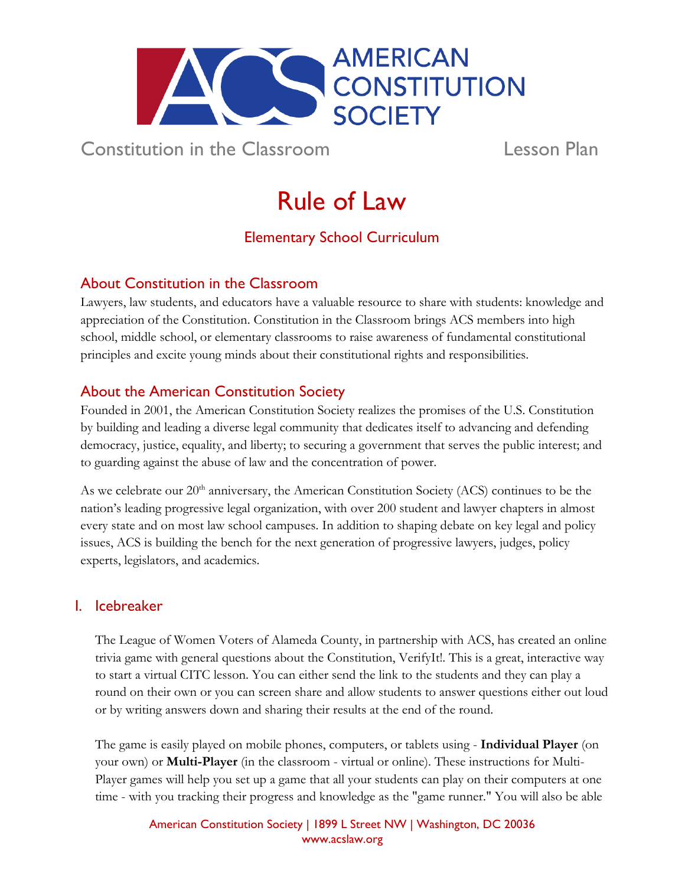AMERICAN CONSTITUTION SOCIETY

Constitution in the Classroom Lesson Plan

# Rule of Law

## Elementary School Curriculum

### About Constitution in the Classroom

Lawyers, law students, and educators have a valuable resource to share with students: knowledge and appreciation of the Constitution. Constitution in the Classroom brings ACS members into high school, middle school, or elementary classrooms to raise awareness of fundamental constitutional principles and excite young minds about their constitutional rights and responsibilities.

### About the American Constitution Society

Founded in 2001, the American Constitution Society realizes the promises of the U.S. Constitution by building and leading a diverse legal community that dedicates itself to advancing and defending democracy, justice, equality, and liberty; to securing a government that serves the public interest; and to guarding against the abuse of law and the concentration of power.

As we celebrate our 20th anniversary, the American Constitution Society (ACS) continues to be the nation's leading progressive legal organization, with over 200 student and lawyer chapters in almost every state and on most law school campuses. In addition to shaping debate on key legal and policy issues, ACS is building the bench for the next generation of progressive lawyers, judges, policy experts, legislators, and academics.

### I. Icebreaker

The League of Women Voters of Alameda County, in partnership with ACS, has created an online trivia game with general questions about the Constitution, VerifyIt!. This is a great, interactive way to start a virtual CITC lesson. You can either send the link to the students and they can play a round on their own or you can screen share and allow students to answer questions either out loud or by writing answers down and sharing their results at the end of the round.

The game is easily played on mobile phones, computers, or tablets using - **Individual Player** (on your own) or **Multi-Player** (in the classroom - virtual or online). These instructions for Multi-Player games will help you set up a game that all your students can play on their computers at one time - with you tracking their progress and knowledge as the "game runner." You will also be able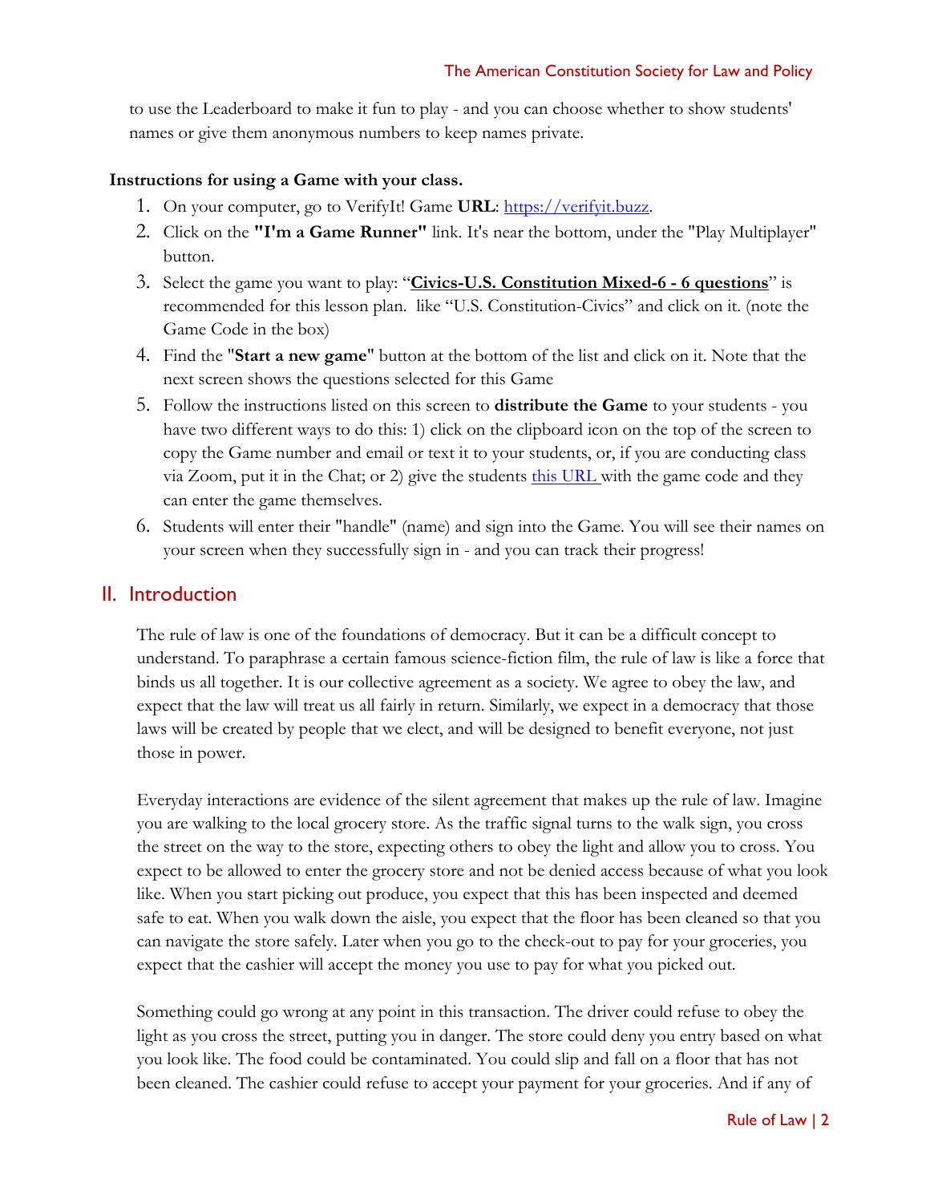to use the Leaderboard to make it fun to play - and you can choose whether to show students' names or give them anonymous numbers to keep names private.

**Instructions for using a Game with your class.**

1. On your computer, go to VerifyIt! Game **URL**: [https://verifyit.buzz](https://verifyit.buzz).
2. Click on the **"I'm a Game Runner"** link. It's near the bottom, under the "Play Multiplayer" button.
3. Select the game you want to play: "**Civics-U.S. Constitution Mixed-6 - 6 questions**" is recommended for this lesson plan. like "U.S. Constitution-Civics" and click on it. (note the Game Code in the box)
4. Find the "**Start a new game**" button at the bottom of the list and click on it. Note that the next screen shows the questions selected for this Game
5. Follow the instructions listed on this screen to **distribute the Game** to your students - you have two different ways to do this: 1) click on the clipboard icon on the top of the screen to copy the Game number and email or text it to your students, or, if you are conducting class via Zoom, put it in the Chat; or 2) give the students this URL with the game code and they can enter the game themselves.
6. Students will enter their "handle" (name) and sign into the Game. You will see their names on your screen when they successfully sign in - and you can track their progress!

## II. Introduction

The rule of law is one of the foundations of democracy. But it can be a difficult concept to understand. To paraphrase a certain famous science-fiction film, the rule of law is like a force that binds us all together. It is our collective agreement as a society. We agree to obey the law, and expect that the law will treat us all fairly in return. Similarly, we expect in a democracy that those laws will be created by people that we elect, and will be designed to benefit everyone, not just those in power.

Everyday interactions are evidence of the silent agreement that makes up the rule of law. Imagine you are walking to the local grocery store. As the traffic signal turns to the walk sign, you cross the street on the way to the store, expecting others to obey the light and allow you to cross. You expect to be allowed to enter the grocery store and not be denied access because of what you look like. When you start picking out produce, you expect that this has been inspected and deemed safe to eat. When you walk down the aisle, you expect that the floor has been cleaned so that you can navigate the store safely. Later when you go to the check-out to pay for your groceries, you expect that the cashier will accept the money you use to pay for what you picked out.

Something could go wrong at any point in this transaction. The driver could refuse to obey the light as you cross the street, putting you in danger. The store could deny you entry based on what you look like. The food could be contaminated. You could slip and fall on a floor that has not been cleaned. The cashier could refuse to accept your payment for your groceries. And if any of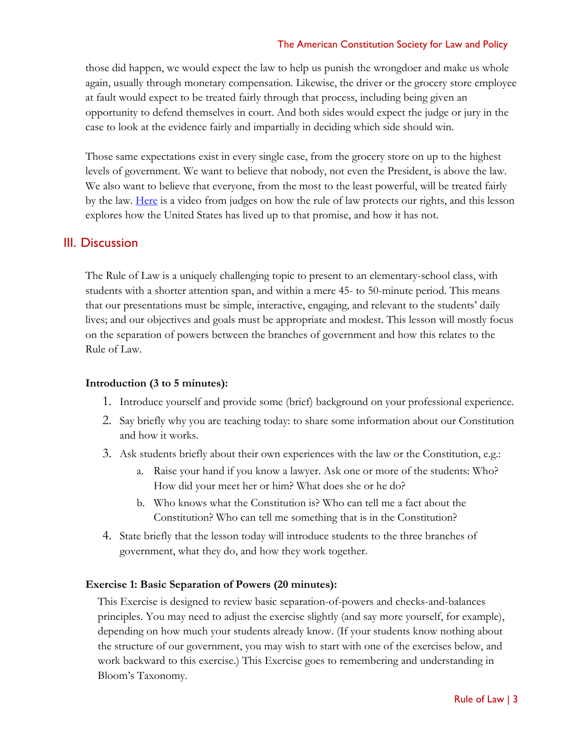those did happen, we would expect the law to help us punish the wrongdoer and make us whole again, usually through monetary compensation. Likewise, the driver or the grocery store employee at fault would expect to be treated fairly through that process, including being given an opportunity to defend themselves in court. And both sides would expect the judge or jury in the case to look at the evidence fairly and impartially in deciding which side should win.

Those same expectations exist in every single case, from the grocery store on up to the highest levels of government. We want to believe that nobody, not even the President, is above the law. We also want to believe that everyone, from the most to the least powerful, will be treated fairly by the law. Here is a video from judges on how the rule of law protects our rights, and this lesson explores how the United States has lived up to that promise, and how it has not.

## III. Discussion

The Rule of Law is a uniquely challenging topic to present to an elementary-school class, with students with a shorter attention span, and within a mere 45- to 50-minute period. This means that our presentations must be simple, interactive, engaging, and relevant to the students' daily lives; and our objectives and goals must be appropriate and modest. This lesson will mostly focus on the separation of powers between the branches of government and how this relates to the Rule of Law.

**Introduction (3 to 5 minutes):**

1. Introduce yourself and provide some (brief) background on your professional experience.
2. Say briefly why you are teaching today: to share some information about our Constitution and how it works.
3. Ask students briefly about their own experiences with the law or the Constitution, e.g.:
   a. Raise your hand if you know a lawyer. Ask one or more of the students: Who? How did your meet her or him? What does she or he do?
   b. Who knows what the Constitution is? Who can tell me a fact about the Constitution? Who can tell me something that is in the Constitution?
4. State briefly that the lesson today will introduce students to the three branches of government, what they do, and how they work together.

**Exercise 1: Basic Separation of Powers (20 minutes):**

This Exercise is designed to review basic separation-of-powers and checks-and-balances principles. You may need to adjust the exercise slightly (and say more yourself, for example), depending on how much your students already know. (If your students know nothing about the structure of our government, you may wish to start with one of the exercises below, and work backward to this exercise.) This Exercise goes to remembering and understanding in Bloom's Taxonomy.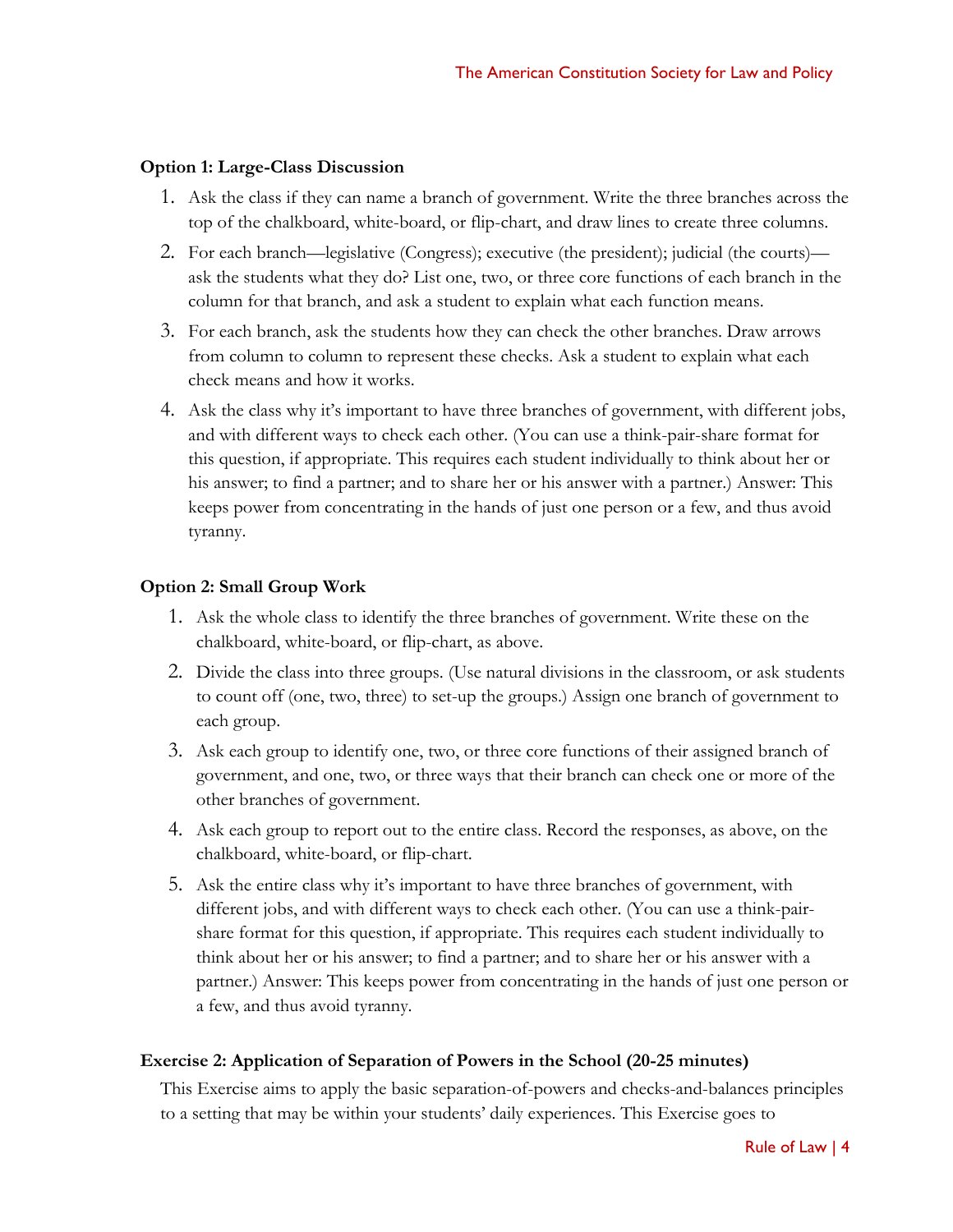**Option 1: Large-Class Discussion**

1. Ask the class if they can name a branch of government. Write the three branches across the top of the chalkboard, white-board, or flip-chart, and draw lines to create three columns.
2. For each branch—legislative (Congress); executive (the president); judicial (the courts)—ask the students what they do? List one, two, or three core functions of each branch in the column for that branch, and ask a student to explain what each function means.
3. For each branch, ask the students how they can check the other branches. Draw arrows from column to column to represent these checks. Ask a student to explain what each check means and how it works.
4. Ask the class why it's important to have three branches of government, with different jobs, and with different ways to check each other. (You can use a think-pair-share format for this question, if appropriate. This requires each student individually to think about her or his answer; to find a partner; and to share her or his answer with a partner.) Answer: This keeps power from concentrating in the hands of just one person or a few, and thus avoid tyranny.

**Option 2: Small Group Work**

1. Ask the whole class to identify the three branches of government. Write these on the chalkboard, white-board, or flip-chart, as above.
2. Divide the class into three groups. (Use natural divisions in the classroom, or ask students to count off (one, two, three) to set-up the groups.) Assign one branch of government to each group.
3. Ask each group to identify one, two, or three core functions of their assigned branch of government, and one, two, or three ways that their branch can check one or more of the other branches of government.
4. Ask each group to report out to the entire class. Record the responses, as above, on the chalkboard, white-board, or flip-chart.
5. Ask the entire class why it's important to have three branches of government, with different jobs, and with different ways to check each other. (You can use a think-pair-share format for this question, if appropriate. This requires each student individually to think about her or his answer; to find a partner; and to share her or his answer with a partner.) Answer: This keeps power from concentrating in the hands of just one person or a few, and thus avoid tyranny.

**Exercise 2: Application of Separation of Powers in the School (20-25 minutes)**

This Exercise aims to apply the basic separation-of-powers and checks-and-balances principles to a setting that may be within your students' daily experiences. This Exercise goes to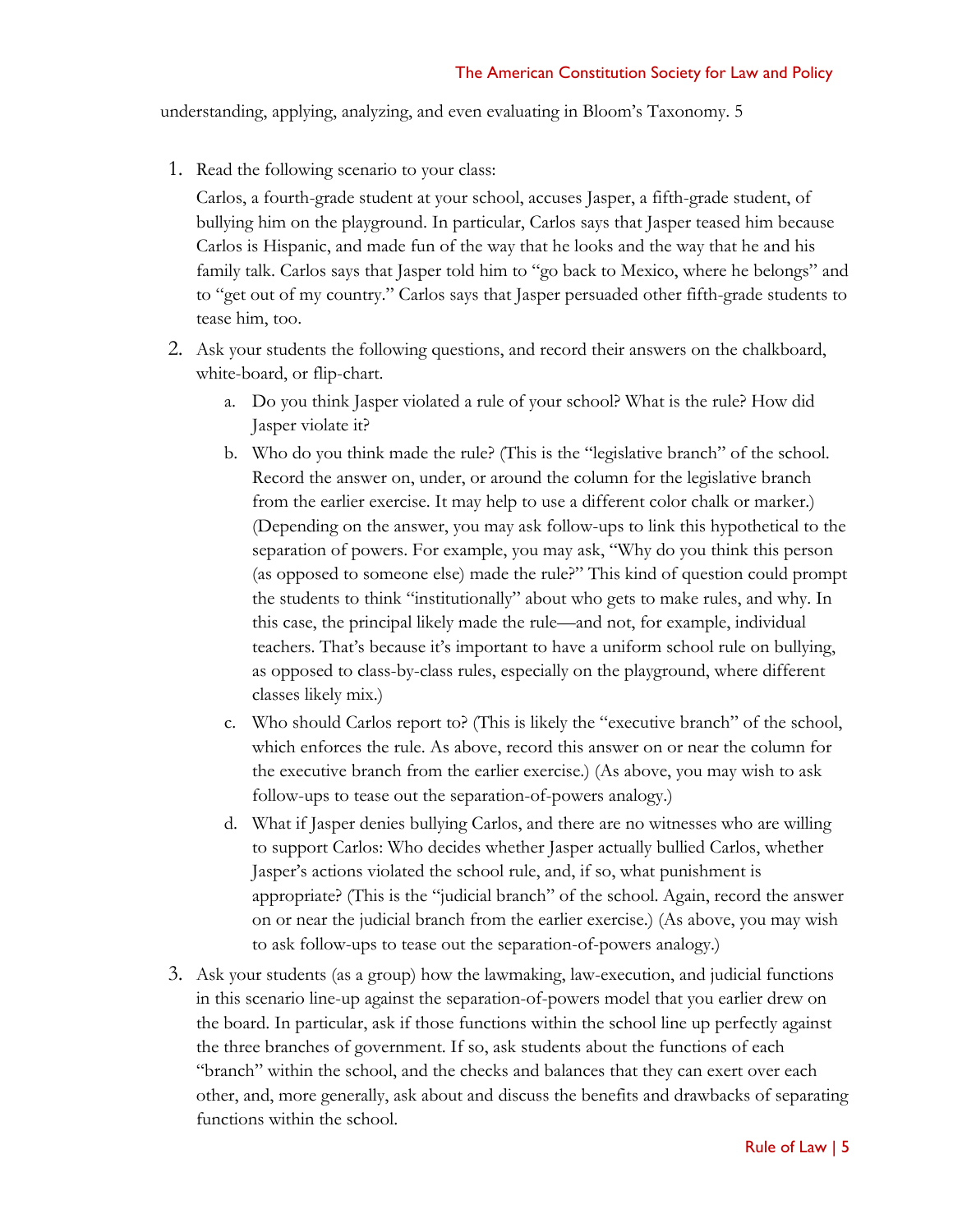understanding, applying, analyzing, and even evaluating in Bloom's Taxonomy. 5

1. Read the following scenario to your class:

   Carlos, a fourth-grade student at your school, accuses Jasper, a fifth-grade student, of bullying him on the playground. In particular, Carlos says that Jasper teased him because Carlos is Hispanic, and made fun of the way that he looks and the way that he and his family talk. Carlos says that Jasper told him to "go back to Mexico, where he belongs" and to "get out of my country." Carlos says that Jasper persuaded other fifth-grade students to tease him, too.

2. Ask your students the following questions, and record their answers on the chalkboard, white-board, or flip-chart.

   a. Do you think Jasper violated a rule of your school? What is the rule? How did Jasper violate it?

   b. Who do you think made the rule? (This is the "legislative branch" of the school. Record the answer on, under, or around the column for the legislative branch from the earlier exercise. It may help to use a different color chalk or marker.) (Depending on the answer, you may ask follow-ups to link this hypothetical to the separation of powers. For example, you may ask, "Why do you think this person (as opposed to someone else) made the rule?" This kind of question could prompt the students to think "institutionally" about who gets to make rules, and why. In this case, the principal likely made the rule—and not, for example, individual teachers. That's because it's important to have a uniform school rule on bullying, as opposed to class-by-class rules, especially on the playground, where different classes likely mix.)

   c. Who should Carlos report to? (This is likely the "executive branch" of the school, which enforces the rule. As above, record this answer on or near the column for the executive branch from the earlier exercise.) (As above, you may wish to ask follow-ups to tease out the separation-of-powers analogy.)

   d. What if Jasper denies bullying Carlos, and there are no witnesses who are willing to support Carlos: Who decides whether Jasper actually bullied Carlos, whether Jasper's actions violated the school rule, and, if so, what punishment is appropriate? (This is the "judicial branch" of the school. Again, record the answer on or near the judicial branch from the earlier exercise.) (As above, you may wish to ask follow-ups to tease out the separation-of-powers analogy.)

3. Ask your students (as a group) how the lawmaking, law-execution, and judicial functions in this scenario line-up against the separation-of-powers model that you earlier drew on the board. In particular, ask if those functions within the school line up perfectly against the three branches of government. If so, ask students about the functions of each "branch" within the school, and the checks and balances that they can exert over each other, and, more generally, ask about and discuss the benefits and drawbacks of separating functions within the school.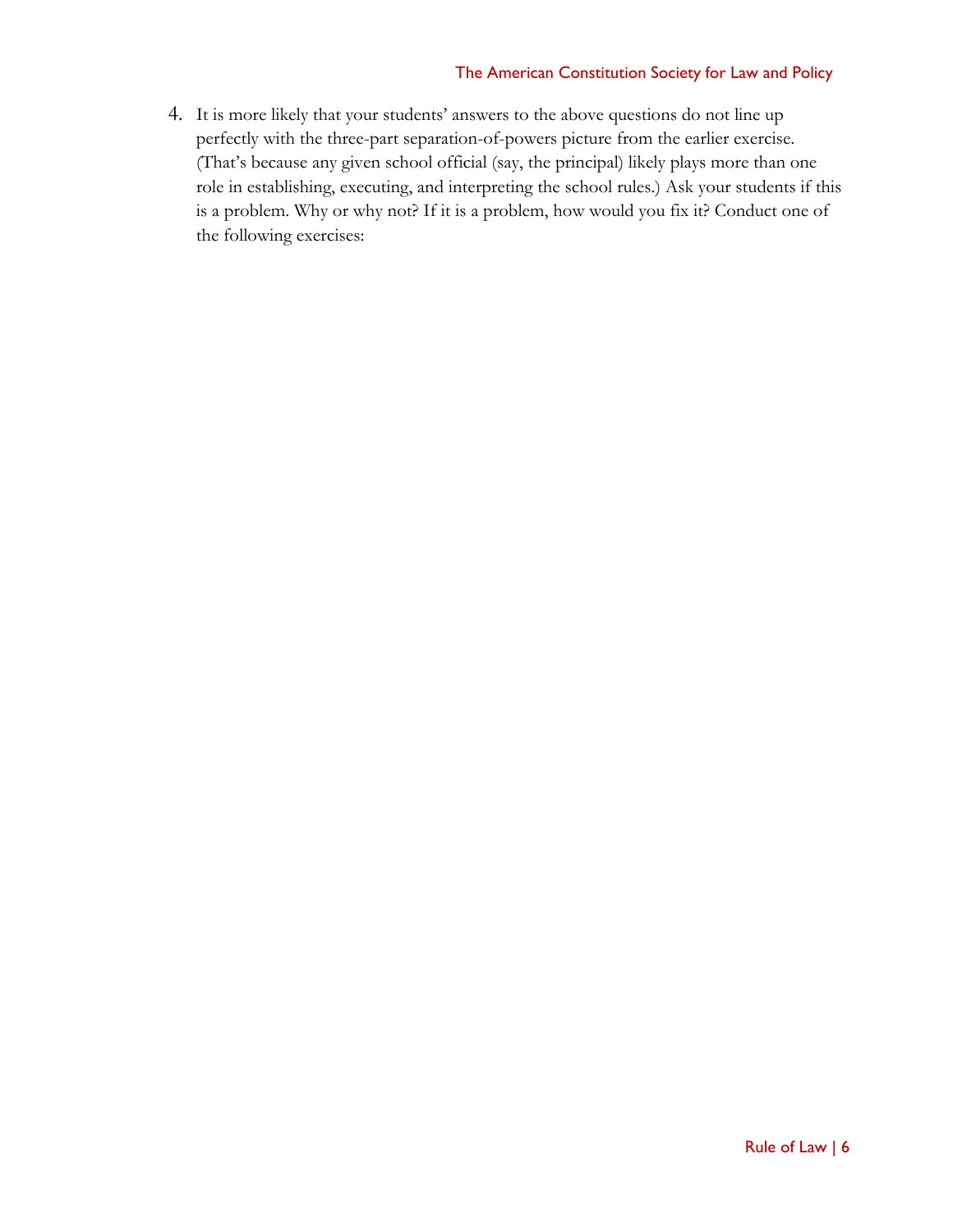4. It is more likely that your students' answers to the above questions do not line up perfectly with the three-part separation-of-powers picture from the earlier exercise. (That's because any given school official (say, the principal) likely plays more than one role in establishing, executing, and interpreting the school rules.) Ask your students if this is a problem. Why or why not? If it is a problem, how would you fix it? Conduct one of the following exercises: